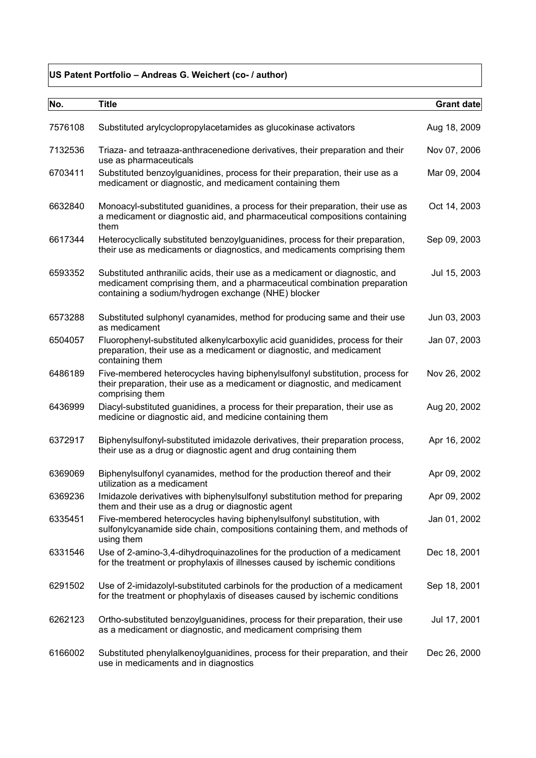**US Patent Portfolio – Andreas G. Weichert (co- / author)**

| No. | Title | Grant date |
|---|---|---|
| 7576108 | Substituted arylcyclopropylacetamides as glucokinase activators | Aug 18, 2009 |
| 7132536 | Triaza- and tetraaza-anthracenedione derivatives, their preparation and their use as pharmaceuticals | Nov 07, 2006 |
| 6703411 | Substituted benzoylguanidines, process for their preparation, their use as a medicament or diagnostic, and medicament containing them | Mar 09, 2004 |
| 6632840 | Monoacyl-substituted guanidines, a process for their preparation, their use as a medicament or diagnostic aid, and pharmaceutical compositions containing them | Oct 14, 2003 |
| 6617344 | Heterocyclically substituted benzoylguanidines, process for their preparation, their use as medicaments or diagnostics, and medicaments comprising them | Sep 09, 2003 |
| 6593352 | Substituted anthranilic acids, their use as a medicament or diagnostic, and medicament comprising them, and a pharmaceutical combination preparation containing a sodium/hydrogen exchange (NHE) blocker | Jul 15, 2003 |
| 6573288 | Substituted sulphonyl cyanamides, method for producing same and their use as medicament | Jun 03, 2003 |
| 6504057 | Fluorophenyl-substituted alkenylcarboxylic acid guanidides, process for their preparation, their use as a medicament or diagnostic, and medicament containing them | Jan 07, 2003 |
| 6486189 | Five-membered heterocycles having biphenylsulfonyl substitution, process for their preparation, their use as a medicament or diagnostic, and medicament comprising them | Nov 26, 2002 |
| 6436999 | Diacyl-substituted guanidines, a process for their preparation, their use as medicine or diagnostic aid, and medicine containing them | Aug 20, 2002 |
| 6372917 | Biphenylsulfonyl-substituted imidazole derivatives, their preparation process, their use as a drug or diagnostic agent and drug containing them | Apr 16, 2002 |
| 6369069 | Biphenylsulfonyl cyanamides, method for the production thereof and their utilization as a medicament | Apr 09, 2002 |
| 6369236 | Imidazole derivatives with biphenylsulfonyl substitution method for preparing them and their use as a drug or diagnostic agent | Apr 09, 2002 |
| 6335451 | Five-membered heterocycles having biphenylsulfonyl substitution, with sulfonylcyanamide side chain, compositions containing them, and methods of using them | Jan 01, 2002 |
| 6331546 | Use of 2-amino-3,4-dihydroquinazolines for the production of a medicament for the treatment or prophylaxis of illnesses caused by ischemic conditions | Dec 18, 2001 |
| 6291502 | Use of 2-imidazolyl-substituted carbinols for the production of a medicament for the treatment or phophylaxis of diseases caused by ischemic conditions | Sep 18, 2001 |
| 6262123 | Ortho-substituted benzoylguanidines, process for their preparation, their use as a medicament or diagnostic, and medicament comprising them | Jul 17, 2001 |
| 6166002 | Substituted phenylalkenoylguanidines, process for their preparation, and their use in medicaments and in diagnostics | Dec 26, 2000 |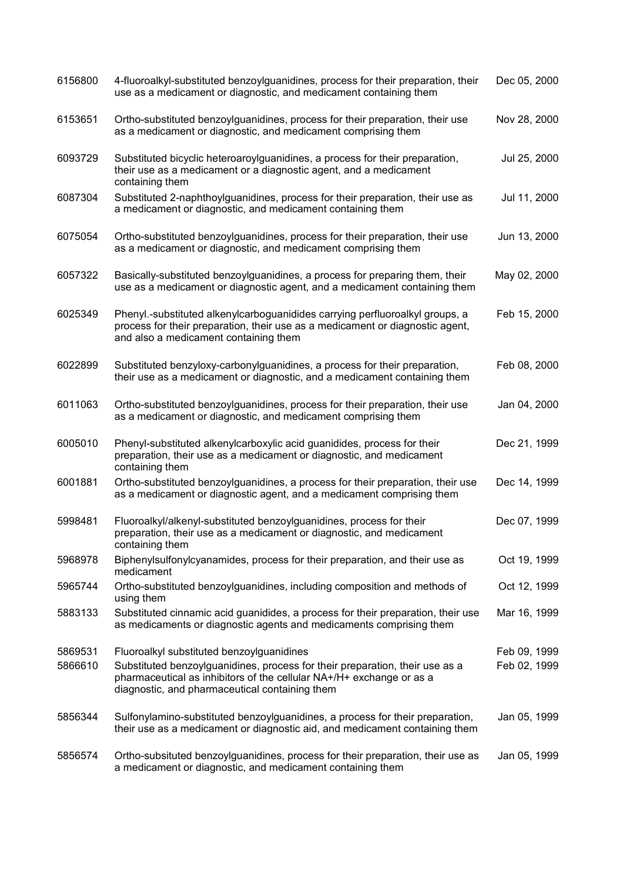| | | |
|---|---|---|
| 6156800 | 4-fluoroalkyl-substituted benzoylguanidines, process for their preparation, their use as a medicament or diagnostic, and medicament containing them | Dec 05, 2000 |
| 6153651 | Ortho-substituted benzoylguanidines, process for their preparation, their use as a medicament or diagnostic, and medicament comprising them | Nov 28, 2000 |
| 6093729 | Substituted bicyclic heteroaroylguanidines, a process for their preparation, their use as a medicament or a diagnostic agent, and a medicament containing them | Jul 25, 2000 |
| 6087304 | Substituted 2-naphthoylguanidines, process for their preparation, their use as a medicament or diagnostic, and medicament containing them | Jul 11, 2000 |
| 6075054 | Ortho-substituted benzoylguanidines, process for their preparation, their use as a medicament or diagnostic, and medicament comprising them | Jun 13, 2000 |
| 6057322 | Basically-substituted benzoylguanidines, a process for preparing them, their use as a medicament or diagnostic agent, and a medicament containing them | May 02, 2000 |
| 6025349 | Phenyl.-substituted alkenylcarboguanidides carrying perfluoroalkyl groups, a process for their preparation, their use as a medicament or diagnostic agent, and also a medicament containing them | Feb 15, 2000 |
| 6022899 | Substituted benzyloxy-carbonylguanidines, a process for their preparation, their use as a medicament or diagnostic, and a medicament containing them | Feb 08, 2000 |
| 6011063 | Ortho-substituted benzoylguanidines, process for their preparation, their use as a medicament or diagnostic, and medicament comprising them | Jan 04, 2000 |
| 6005010 | Phenyl-substituted alkenylcarboxylic acid guanidides, process for their preparation, their use as a medicament or diagnostic, and medicament containing them | Dec 21, 1999 |
| 6001881 | Ortho-substituted benzoylguanidines, a process for their preparation, their use as a medicament or diagnostic agent, and a medicament comprising them | Dec 14, 1999 |
| 5998481 | Fluoroalkyl/alkenyl-substituted benzoylguanidines, process for their preparation, their use as a medicament or diagnostic, and medicament containing them | Dec 07, 1999 |
| 5968978 | Biphenylsulfonylcyanamides, process for their preparation, and their use as medicament | Oct 19, 1999 |
| 5965744 | Ortho-substituted benzoylguanidines, including composition and methods of using them | Oct 12, 1999 |
| 5883133 | Substituted cinnamic acid guanidides, a process for their preparation, their use as medicaments or diagnostic agents and medicaments comprising them | Mar 16, 1999 |
| 5869531 | Fluoroalkyl substituted benzoylguanidines | Feb 09, 1999 |
| 5866610 | Substituted benzoylguanidines, process for their preparation, their use as a pharmaceutical as inhibitors of the cellular NA+/H+ exchange or as a diagnostic, and pharmaceutical containing them | Feb 02, 1999 |
| 5856344 | Sulfonylamino-substituted benzoylguanidines, a process for their preparation, their use as a medicament or diagnostic aid, and medicament containing them | Jan 05, 1999 |
| 5856574 | Ortho-subsituted benzoylguanidines, process for their preparation, their use as a medicament or diagnostic, and medicament containing them | Jan 05, 1999 |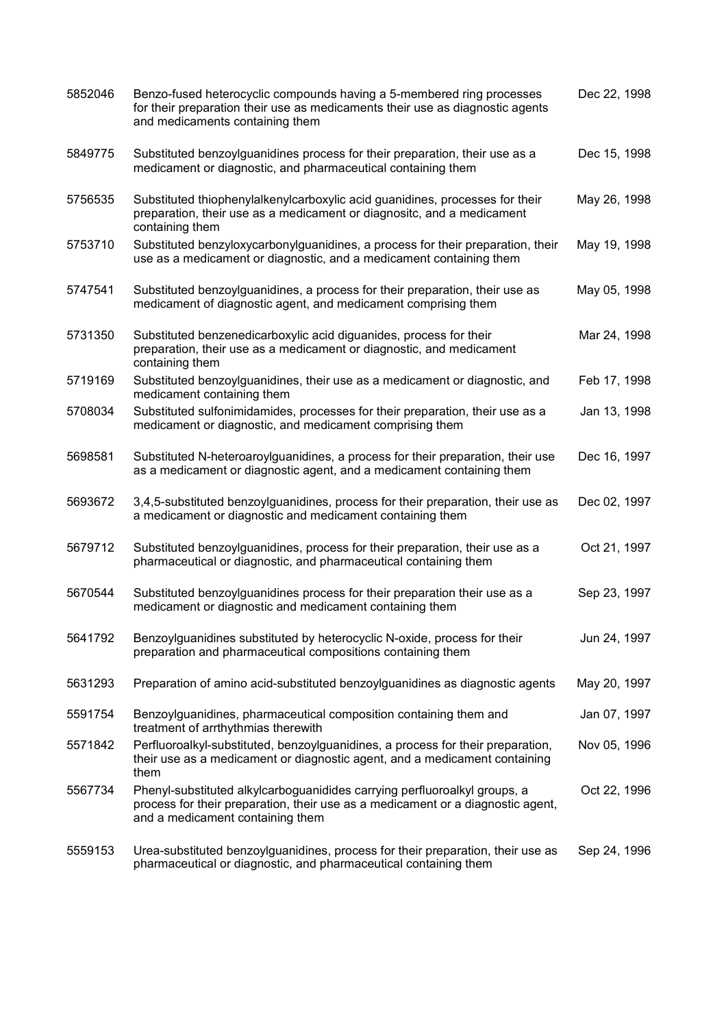| | | |
|---|---|---|
| 5852046 | Benzo-fused heterocyclic compounds having a 5-membered ring processes for their preparation their use as medicaments their use as diagnostic agents and medicaments containing them | Dec 22, 1998 |
| 5849775 | Substituted benzoylguanidines process for their preparation, their use as a medicament or diagnostic, and pharmaceutical containing them | Dec 15, 1998 |
| 5756535 | Substituted thiophenylalkenylcarboxylic acid guanidines, processes for their preparation, their use as a medicament or diagnositc, and a medicament containing them | May 26, 1998 |
| 5753710 | Substituted benzyloxycarbonylguanidines, a process for their preparation, their use as a medicament or diagnostic, and a medicament containing them | May 19, 1998 |
| 5747541 | Substituted benzoylguanidines, a process for their preparation, their use as medicament of diagnostic agent, and medicament comprising them | May 05, 1998 |
| 5731350 | Substituted benzenedicarboxylic acid diguanides, process for their preparation, their use as a medicament or diagnostic, and medicament containing them | Mar 24, 1998 |
| 5719169 | Substituted benzoylguanidines, their use as a medicament or diagnostic, and medicament containing them | Feb 17, 1998 |
| 5708034 | Substituted sulfonimidamides, processes for their preparation, their use as a medicament or diagnostic, and medicament comprising them | Jan 13, 1998 |
| 5698581 | Substituted N-heteroaroylguanidines, a process for their preparation, their use as a medicament or diagnostic agent, and a medicament containing them | Dec 16, 1997 |
| 5693672 | 3,4,5-substituted benzoylguanidines, process for their preparation, their use as a medicament or diagnostic and medicament containing them | Dec 02, 1997 |
| 5679712 | Substituted benzoylguanidines, process for their preparation, their use as a pharmaceutical or diagnostic, and pharmaceutical containing them | Oct 21, 1997 |
| 5670544 | Substituted benzoylguanidines process for their preparation their use as a medicament or diagnostic and medicament containing them | Sep 23, 1997 |
| 5641792 | Benzoylguanidines substituted by heterocyclic N-oxide, process for their preparation and pharmaceutical compositions containing them | Jun 24, 1997 |
| 5631293 | Preparation of amino acid-substituted benzoylguanidines as diagnostic agents | May 20, 1997 |
| 5591754 | Benzoylguanidines, pharmaceutical composition containing them and treatment of arrthythmias therewith | Jan 07, 1997 |
| 5571842 | Perfluoroalkyl-substituted, benzoylguanidines, a process for their preparation, their use as a medicament or diagnostic agent, and a medicament containing them | Nov 05, 1996 |
| 5567734 | Phenyl-substituted alkylcarboguanidides carrying perfluoroalkyl groups, a process for their preparation, their use as a medicament or a diagnostic agent, and a medicament containing them | Oct 22, 1996 |
| 5559153 | Urea-substituted benzoylguanidines, process for their preparation, their use as pharmaceutical or diagnostic, and pharmaceutical containing them | Sep 24, 1996 |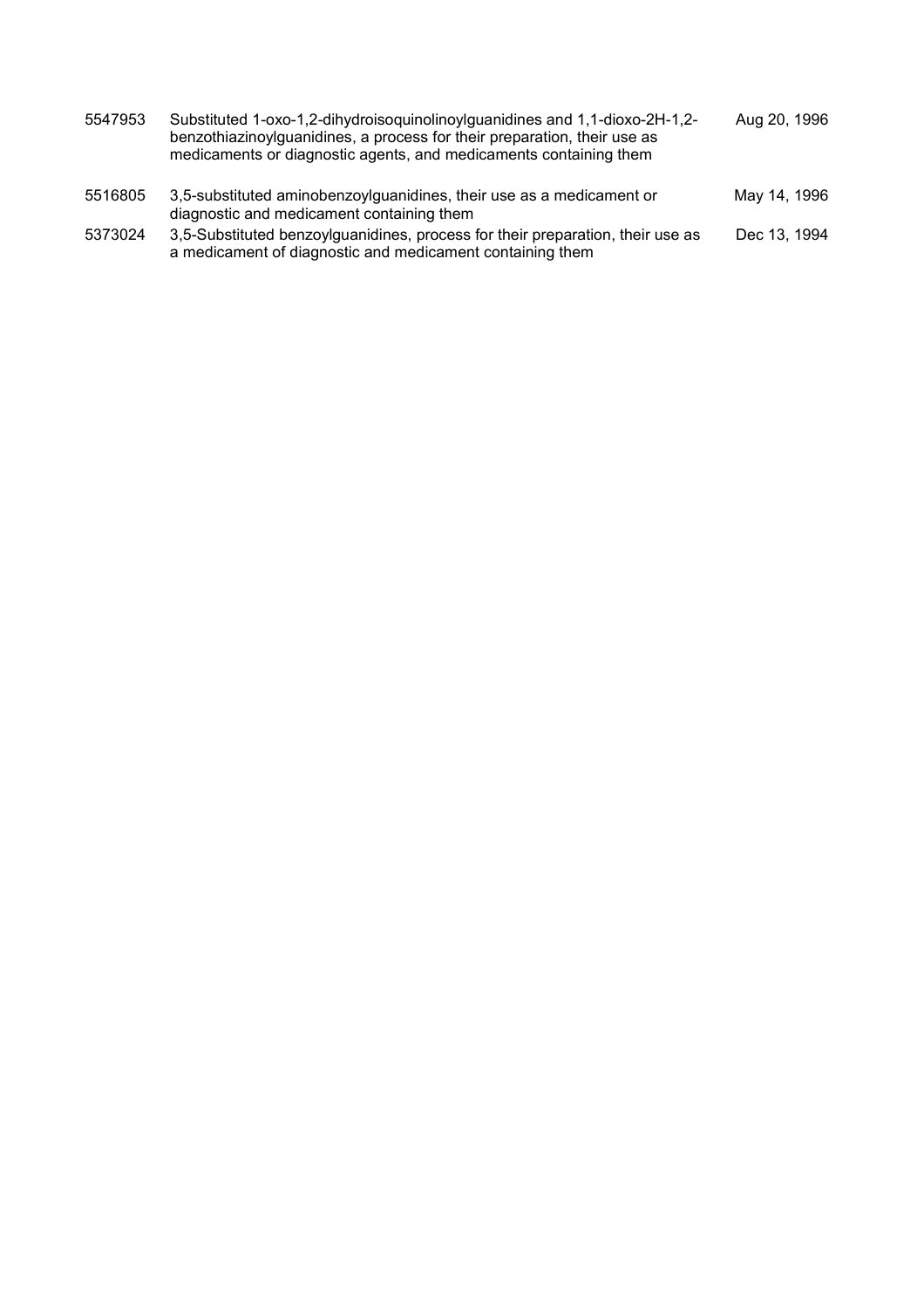| | | |
|---|---|---|
| 5547953 | Substituted 1-oxo-1,2-dihydroisoquinolinoylguanidines and 1,1-dioxo-2H-1,2-benzothiazinoylguanidines, a process for their preparation, their use as medicaments or diagnostic agents, and medicaments containing them | Aug 20, 1996 |
| 5516805 | 3,5-substituted aminobenzoylguanidines, their use as a medicament or diagnostic and medicament containing them | May 14, 1996 |
| 5373024 | 3,5-Substituted benzoylguanidines, process for their preparation, their use as a medicament of diagnostic and medicament containing them | Dec 13, 1994 |